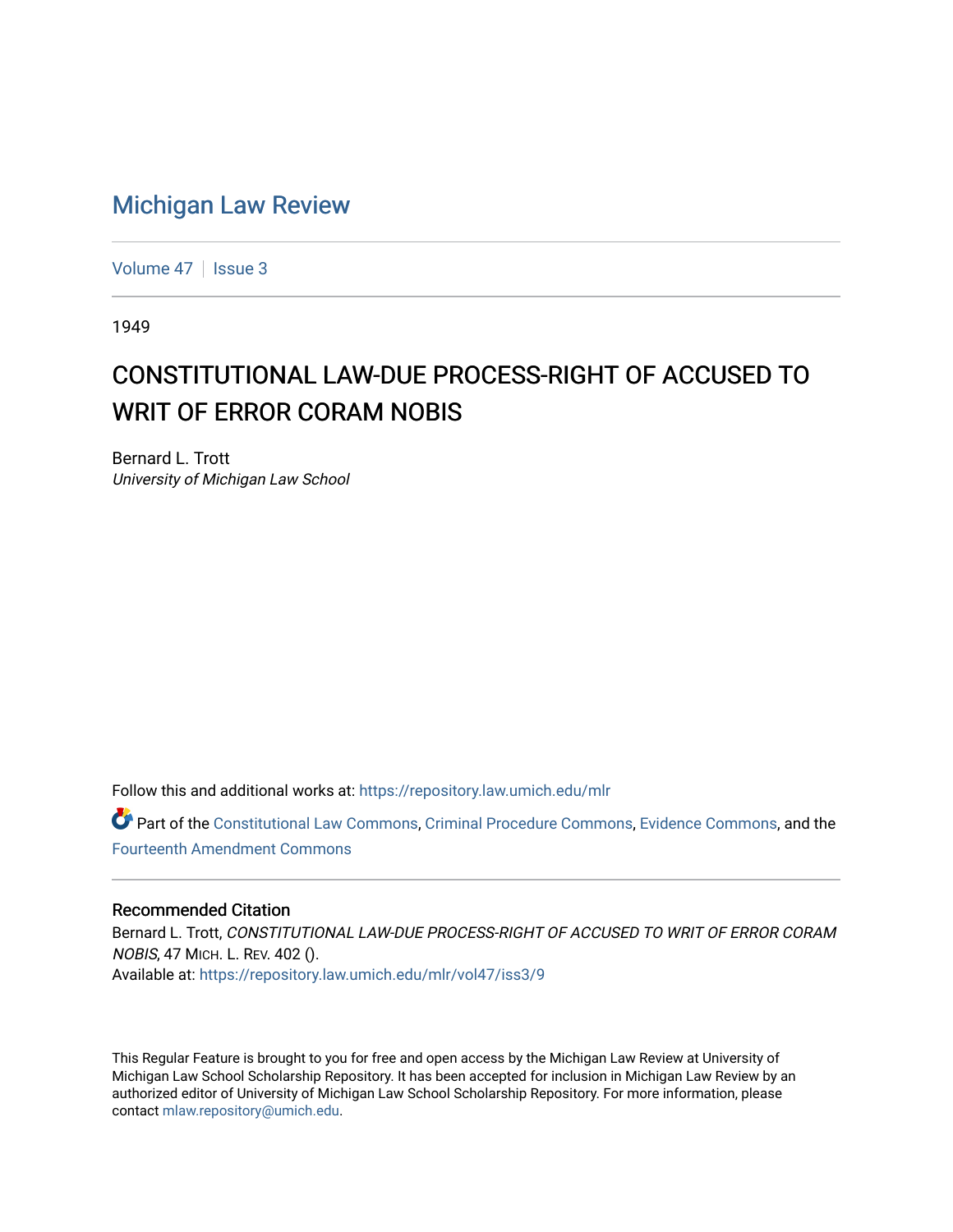# Michigan Law Review

Volume 47 | Issue 3

1949

## CONSTITUTIONAL LAW-DUE PROCESS-RIGHT OF ACCUSED TO WRIT OF ERROR CORAM NOBIS

Bernard L. Trott
*University of Michigan Law School*

Follow this and additional works at: https://repository.law.umich.edu/mlr

Part of the Constitutional Law Commons, Criminal Procedure Commons, Evidence Commons, and the Fourteenth Amendment Commons

### Recommended Citation

Bernard L. Trott, *CONSTITUTIONAL LAW-DUE PROCESS-RIGHT OF ACCUSED TO WRIT OF ERROR CORAM NOBIS*, 47 MICH. L. REV. 402 ().
Available at: https://repository.law.umich.edu/mlr/vol47/iss3/9

This Regular Feature is brought to you for free and open access by the Michigan Law Review at University of Michigan Law School Scholarship Repository. It has been accepted for inclusion in Michigan Law Review by an authorized editor of University of Michigan Law School Scholarship Repository. For more information, please contact mlaw.repository@umich.edu.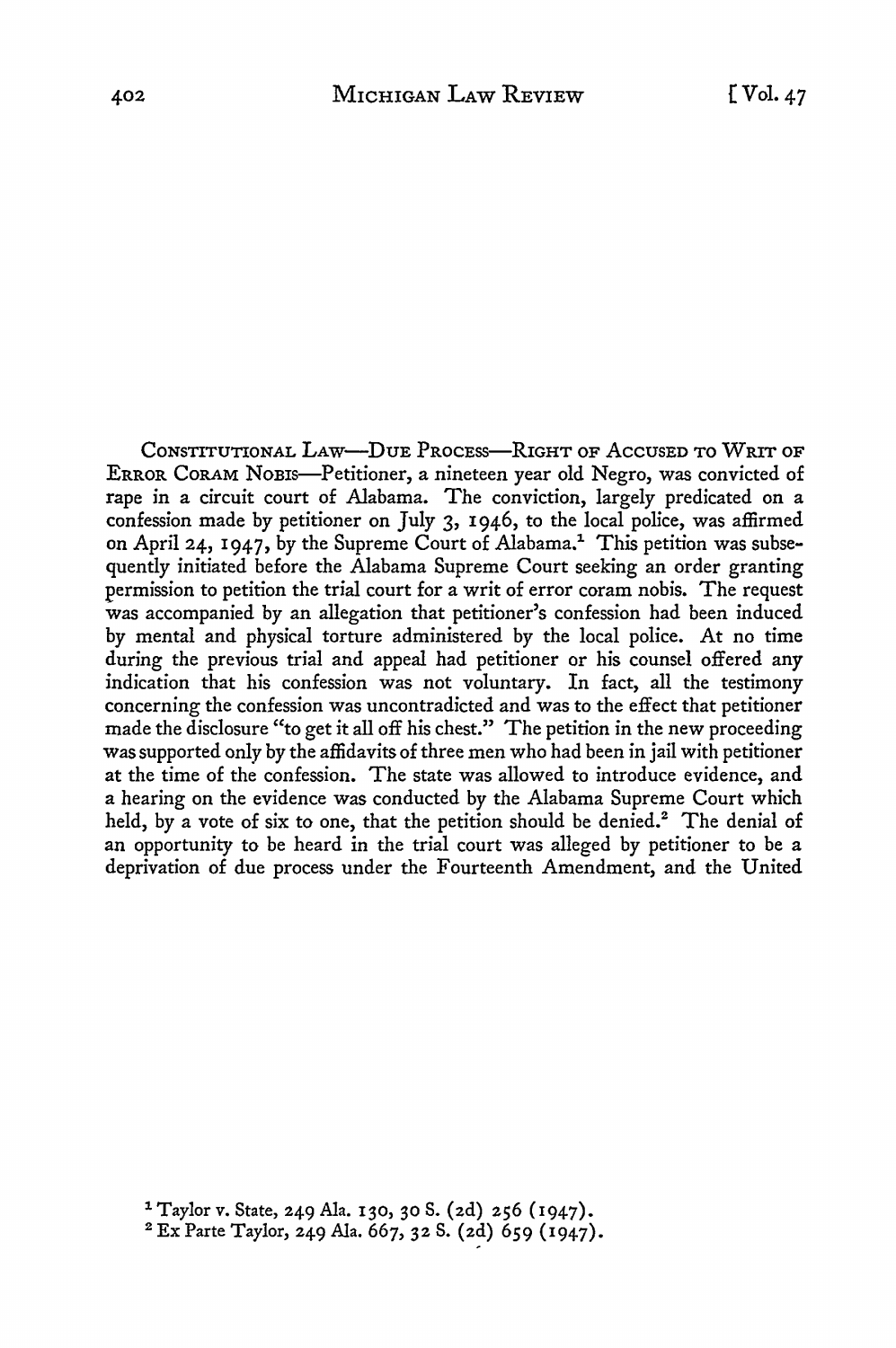CONSTITUTIONAL LAW—DUE PROCESS—RIGHT OF ACCUSED TO WRIT OF ERROR CORAM NOBIS—Petitioner, a nineteen year old Negro, was convicted of rape in a circuit court of Alabama. The conviction, largely predicated on a confession made by petitioner on July 3, 1946, to the local police, was affirmed on April 24, 1947, by the Supreme Court of Alabama.[1] This petition was subsequently initiated before the Alabama Supreme Court seeking an order granting permission to petition the trial court for a writ of error coram nobis. The request was accompanied by an allegation that petitioner's confession had been induced by mental and physical torture administered by the local police. At no time during the previous trial and appeal had petitioner or his counsel offered any indication that his confession was not voluntary. In fact, all the testimony concerning the confession was uncontradicted and was to the effect that petitioner made the disclosure "to get it all off his chest." The petition in the new proceeding was supported only by the affidavits of three men who had been in jail with petitioner at the time of the confession. The state was allowed to introduce evidence, and a hearing on the evidence was conducted by the Alabama Supreme Court which held, by a vote of six to one, that the petition should be denied.[2] The denial of an opportunity to be heard in the trial court was alleged by petitioner to be a deprivation of due process under the Fourteenth Amendment, and the United

[1] Taylor v. State, 249 Ala. 130, 30 S. (2d) 256 (1947).

[2] Ex Parte Taylor, 249 Ala. 667, 32 S. (2d) 659 (1947).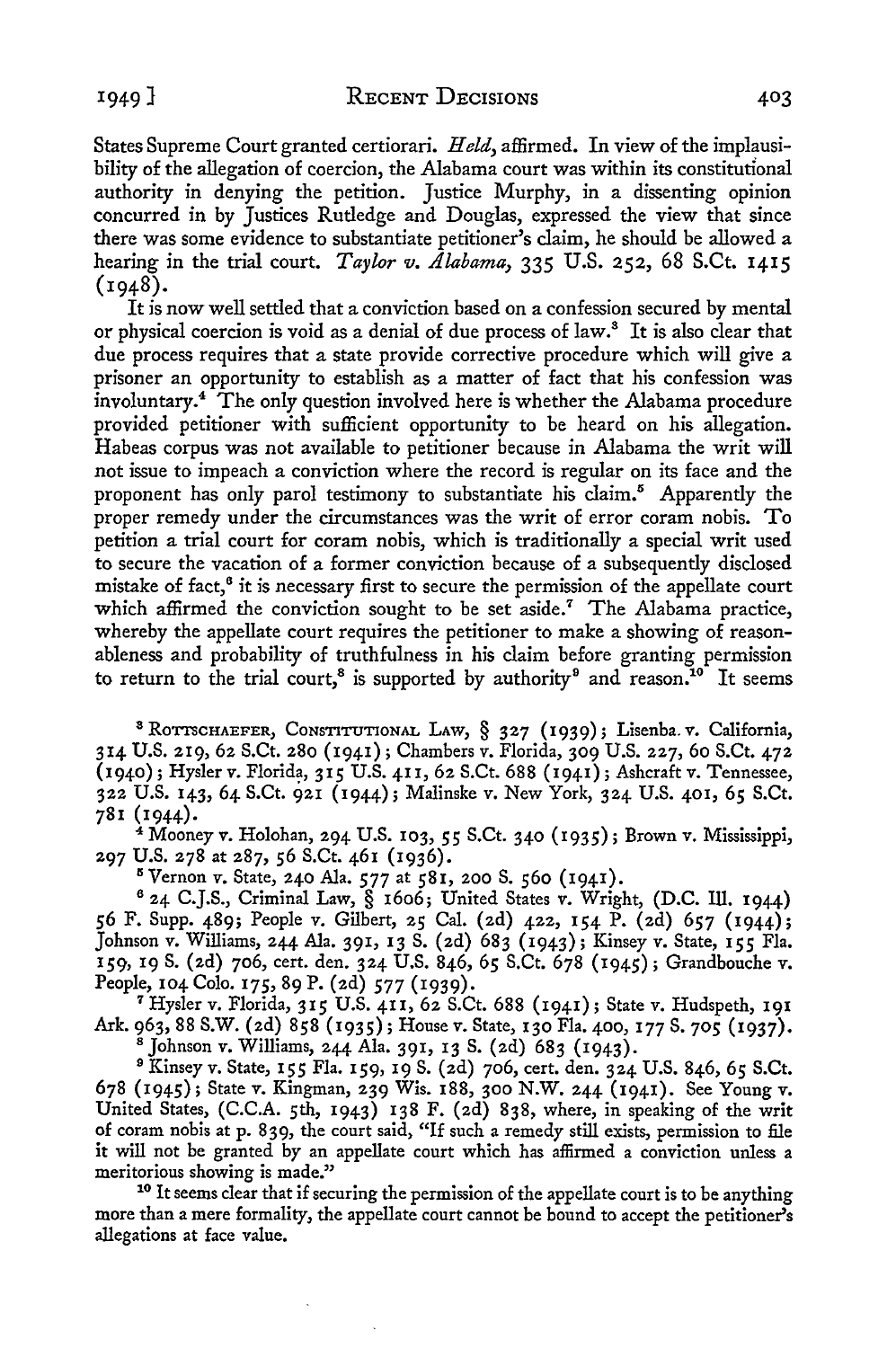States Supreme Court granted certiorari. *Held*, affirmed. In view of the implausibility of the allegation of coercion, the Alabama court was within its constitutional authority in denying the petition. Justice Murphy, in a dissenting opinion concurred in by Justices Rutledge and Douglas, expressed the view that since there was some evidence to substantiate petitioner's claim, he should be allowed a hearing in the trial court. *Taylor v. Alabama*, 335 U.S. 252, 68 S.Ct. 1415 (1948).

It is now well settled that a conviction based on a confession secured by mental or physical coercion is void as a denial of due process of law.[3] It is also clear that due process requires that a state provide corrective procedure which will give a prisoner an opportunity to establish as a matter of fact that his confession was involuntary.[4] The only question involved here is whether the Alabama procedure provided petitioner with sufficient opportunity to be heard on his allegation. Habeas corpus was not available to petitioner because in Alabama the writ will not issue to impeach a conviction where the record is regular on its face and the proponent has only parol testimony to substantiate his claim.[5] Apparently the proper remedy under the circumstances was the writ of error coram nobis. To petition a trial court for coram nobis, which is traditionally a special writ used to secure the vacation of a former conviction because of a subsequently disclosed mistake of fact,[6] it is necessary first to secure the permission of the appellate court which affirmed the conviction sought to be set aside.[7] The Alabama practice, whereby the appellate court requires the petitioner to make a showing of reasonableness and probability of truthfulness in his claim before granting permission to return to the trial court,[8] is supported by authority[9] and reason.[10] It seems

[3] ROTTSCHAEFER, CONSTITUTIONAL LAW, § 327 (1939); Lisenba v. California, 314 U.S. 219, 62 S.Ct. 280 (1941); Chambers v. Florida, 309 U.S. 227, 60 S.Ct. 472 (1940); Hysler v. Florida, 315 U.S. 411, 62 S.Ct. 688 (1941); Ashcraft v. Tennessee, 322 U.S. 143, 64 S.Ct. 921 (1944); Malinske v. New York, 324 U.S. 401, 65 S.Ct. 781 (1944).

[4] Mooney v. Holohan, 294 U.S. 103, 55 S.Ct. 340 (1935); Brown v. Mississippi, 297 U.S. 278 at 287, 56 S.Ct. 461 (1936).

[5] Vernon v. State, 240 Ala. 577 at 581, 200 S. 560 (1941).

[6] 24 C.J.S., Criminal Law, § 1606; United States v. Wright, (D.C. Ill. 1944) 56 F. Supp. 489; People v. Gilbert, 25 Cal. (2d) 422, 154 P. (2d) 657 (1944); Johnson v. Williams, 244 Ala. 391, 13 S. (2d) 683 (1943); Kinsey v. State, 155 Fla. 159, 19 S. (2d) 706, cert. den. 324 U.S. 846, 65 S.Ct. 678 (1945); Grandbouche v. People, 104 Colo. 175, 89 P. (2d) 577 (1939).

[7] Hysler v. Florida, 315 U.S. 411, 62 S.Ct. 688 (1941); State v. Hudspeth, 191 Ark. 963, 88 S.W. (2d) 858 (1935); House v. State, 130 Fla. 400, 177 S. 705 (1937).

[8] Johnson v. Williams, 244 Ala. 391, 13 S. (2d) 683 (1943).

[9] Kinsey v. State, 155 Fla. 159, 19 S. (2d) 706, cert. den. 324 U.S. 846, 65 S.Ct. 678 (1945); State v. Kingman, 239 Wis. 188, 300 N.W. 244 (1941). See Young v. United States, (C.C.A. 5th, 1943) 138 F. (2d) 838, where, in speaking of the writ of coram nobis at p. 839, the court said, "If such a remedy still exists, permission to file it will not be granted by an appellate court which has affirmed a conviction unless a meritorious showing is made."

[10] It seems clear that if securing the permission of the appellate court is to be anything more than a mere formality, the appellate court cannot be bound to accept the petitioner's allegations at face value.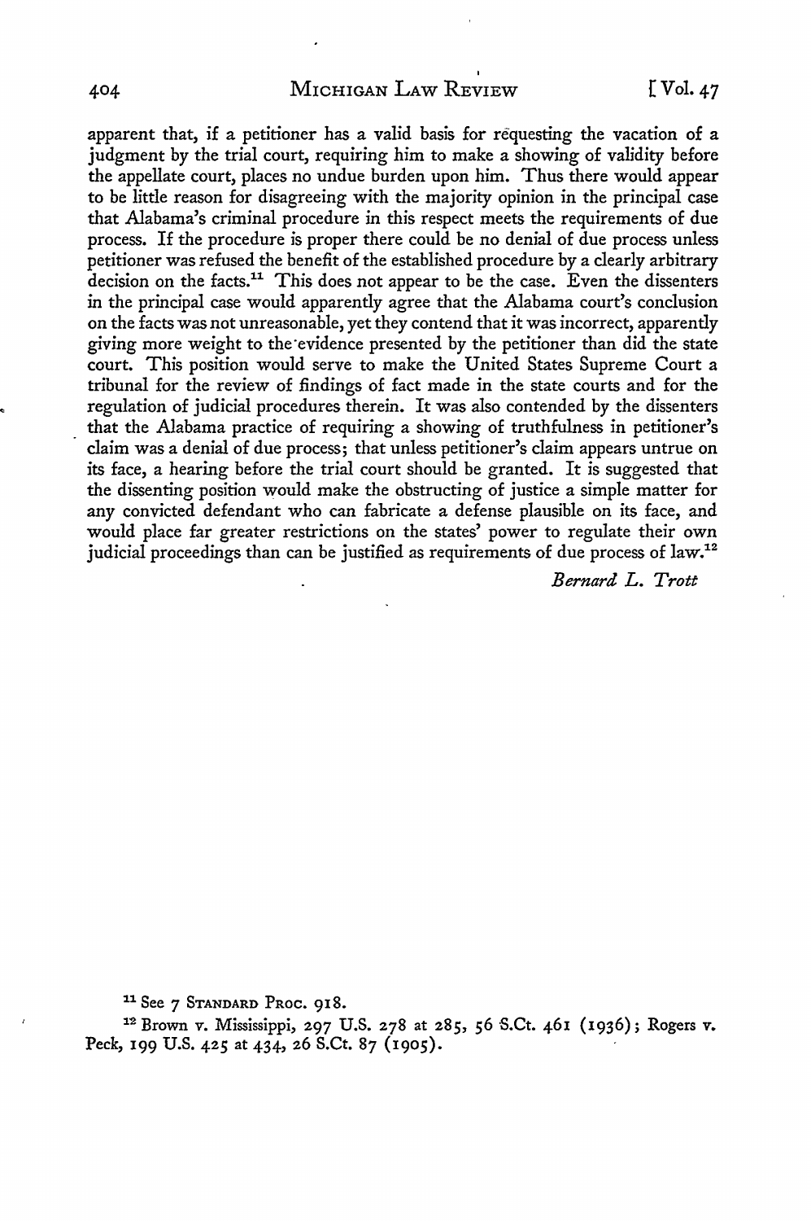apparent that, if a petitioner has a valid basis for requesting the vacation of a judgment by the trial court, requiring him to make a showing of validity before the appellate court, places no undue burden upon him. Thus there would appear to be little reason for disagreeing with the majority opinion in the principal case that Alabama's criminal procedure in this respect meets the requirements of due process. If the procedure is proper there could be no denial of due process unless petitioner was refused the benefit of the established procedure by a clearly arbitrary decision on the facts.[11] This does not appear to be the case. Even the dissenters in the principal case would apparently agree that the Alabama court's conclusion on the facts was not unreasonable, yet they contend that it was incorrect, apparently giving more weight to the evidence presented by the petitioner than did the state court. This position would serve to make the United States Supreme Court a tribunal for the review of findings of fact made in the state courts and for the regulation of judicial procedures therein. It was also contended by the dissenters that the Alabama practice of requiring a showing of truthfulness in petitioner's claim was a denial of due process; that unless petitioner's claim appears untrue on its face, a hearing before the trial court should be granted. It is suggested that the dissenting position would make the obstructing of justice a simple matter for any convicted defendant who can fabricate a defense plausible on its face, and would place far greater restrictions on the states' power to regulate their own judicial proceedings than can be justified as requirements of due process of law.[12]

*Bernard L. Trott*

---

[11] See 7 Standard Proc. 918.

[12] Brown v. Mississippi, 297 U.S. 278 at 285, 56 S.Ct. 461 (1936); Rogers v. Peck, 199 U.S. 425 at 434, 26 S.Ct. 87 (1905).